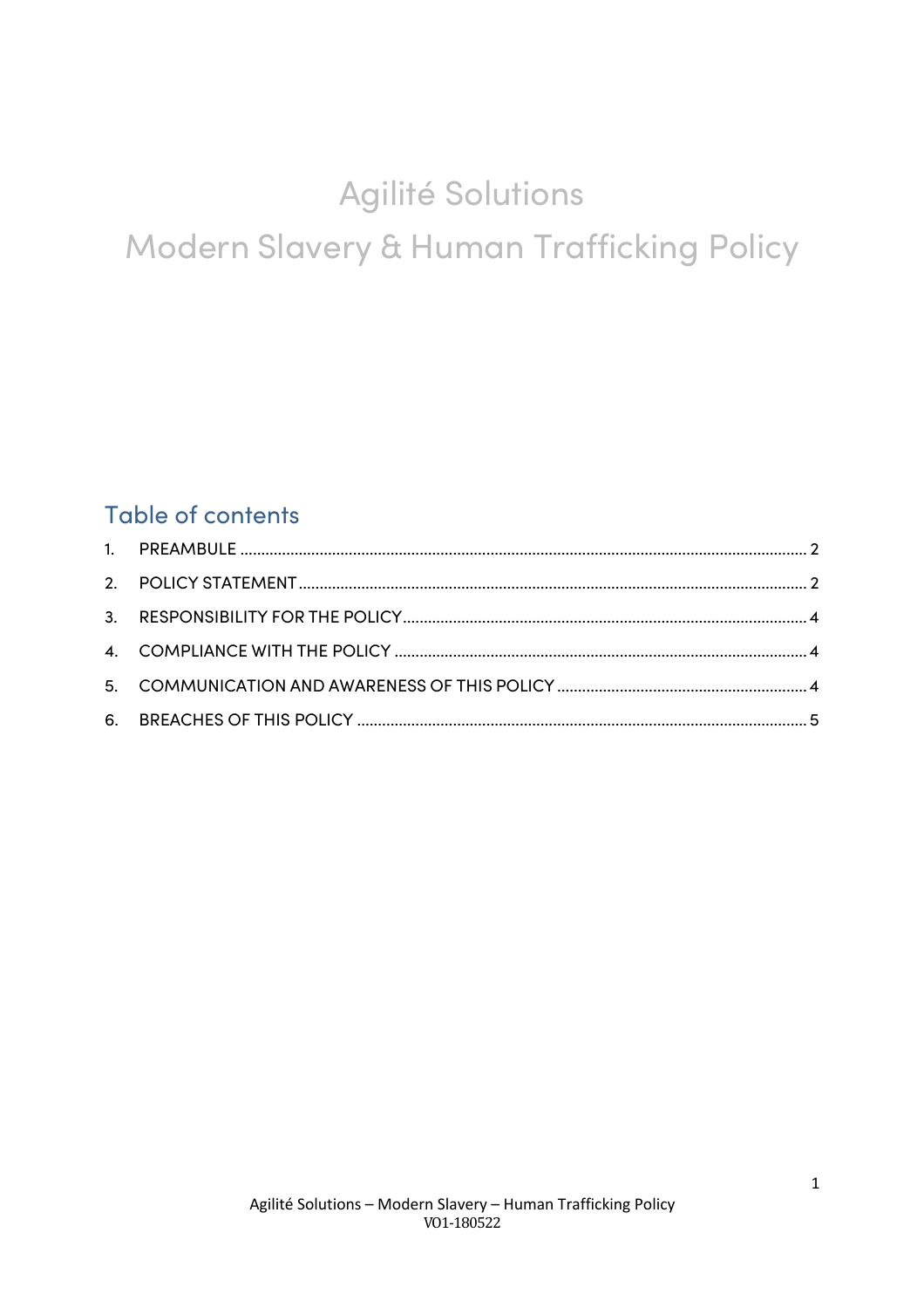# Agilité Solutions
# Modern Slavery & Human Trafficking Policy

## Table of contents

1. PREAMBULE .......... 2
2. POLICY STATEMENT .......... 2
3. RESPONSIBILITY FOR THE POLICY .......... 4
4. COMPLIANCE WITH THE POLICY .......... 4
5. COMMUNICATION AND AWARENESS OF THIS POLICY .......... 4
6. BREACHES OF THIS POLICY .......... 5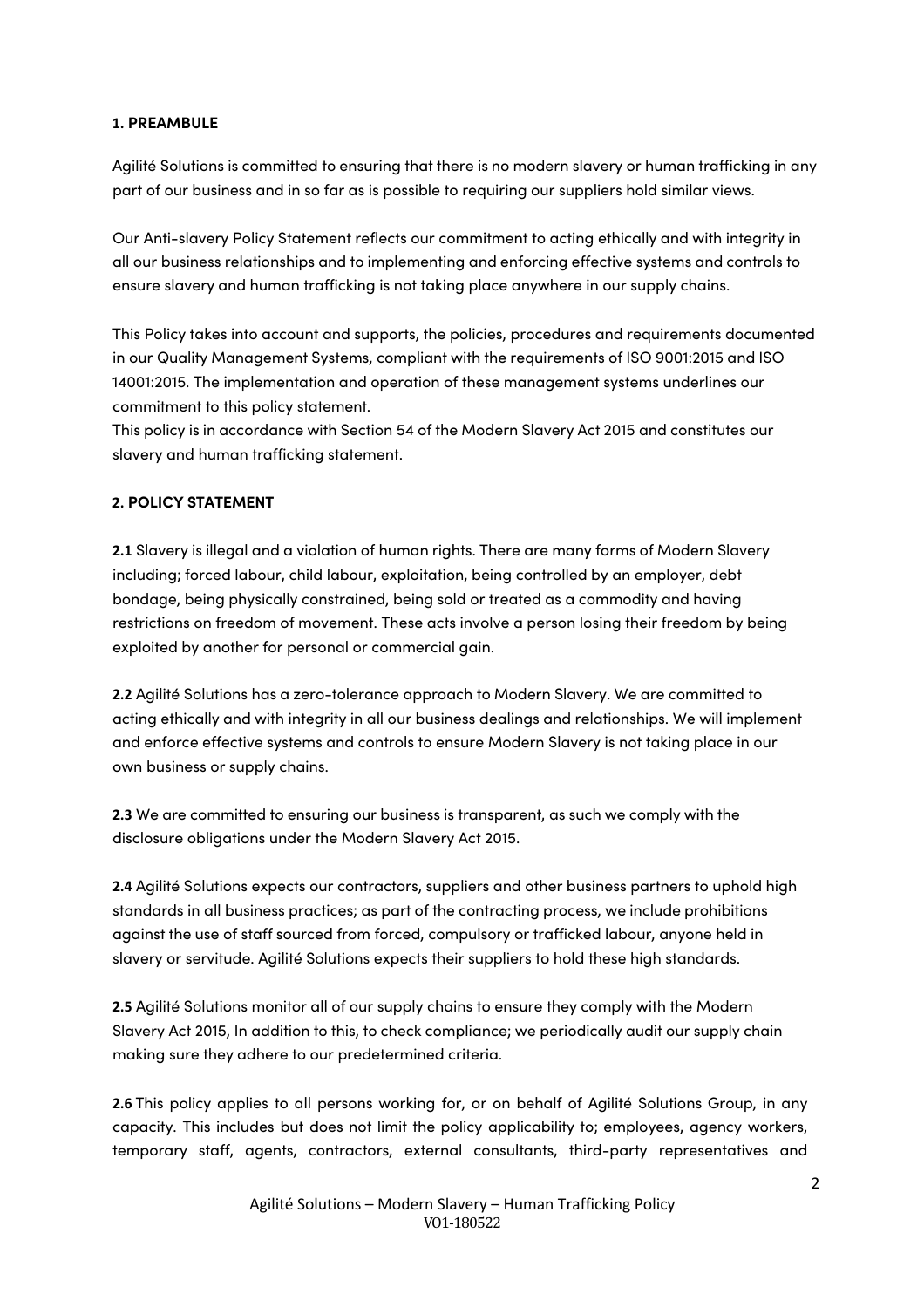## 1. PREAMBULE

Agilité Solutions is committed to ensuring that there is no modern slavery or human trafficking in any part of our business and in so far as is possible to requiring our suppliers hold similar views.

Our Anti-slavery Policy Statement reflects our commitment to acting ethically and with integrity in all our business relationships and to implementing and enforcing effective systems and controls to ensure slavery and human trafficking is not taking place anywhere in our supply chains.

This Policy takes into account and supports, the policies, procedures and requirements documented in our Quality Management Systems, compliant with the requirements of ISO 9001:2015 and ISO 14001:2015. The implementation and operation of these management systems underlines our commitment to this policy statement.

This policy is in accordance with Section 54 of the Modern Slavery Act 2015 and constitutes our slavery and human trafficking statement.

## 2. POLICY STATEMENT

**2.1** Slavery is illegal and a violation of human rights. There are many forms of Modern Slavery including; forced labour, child labour, exploitation, being controlled by an employer, debt bondage, being physically constrained, being sold or treated as a commodity and having restrictions on freedom of movement. These acts involve a person losing their freedom by being exploited by another for personal or commercial gain.

**2.2** Agilité Solutions has a zero-tolerance approach to Modern Slavery. We are committed to acting ethically and with integrity in all our business dealings and relationships. We will implement and enforce effective systems and controls to ensure Modern Slavery is not taking place in our own business or supply chains.

**2.3** We are committed to ensuring our business is transparent, as such we comply with the disclosure obligations under the Modern Slavery Act 2015.

**2.4** Agilité Solutions expects our contractors, suppliers and other business partners to uphold high standards in all business practices; as part of the contracting process, we include prohibitions against the use of staff sourced from forced, compulsory or trafficked labour, anyone held in slavery or servitude. Agilité Solutions expects their suppliers to hold these high standards.

**2.5** Agilité Solutions monitor all of our supply chains to ensure they comply with the Modern Slavery Act 2015, In addition to this, to check compliance; we periodically audit our supply chain making sure they adhere to our predetermined criteria.

**2.6** This policy applies to all persons working for, or on behalf of Agilité Solutions Group, in any capacity. This includes but does not limit the policy applicability to; employees, agency workers, temporary staff, agents, contractors, external consultants, third-party representatives and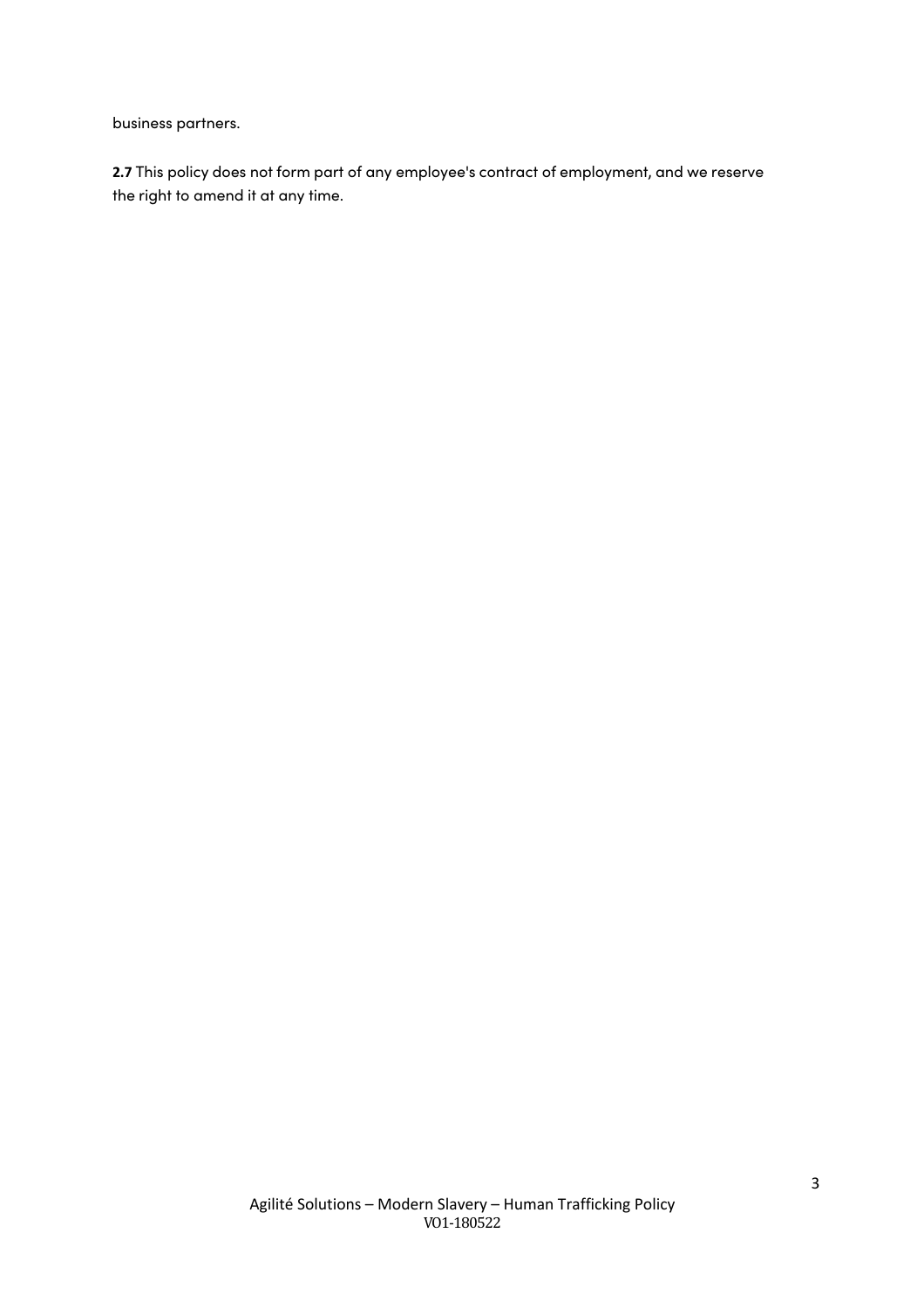business partners.

**2.7** This policy does not form part of any employee's contract of employment, and we reserve the right to amend it at any time.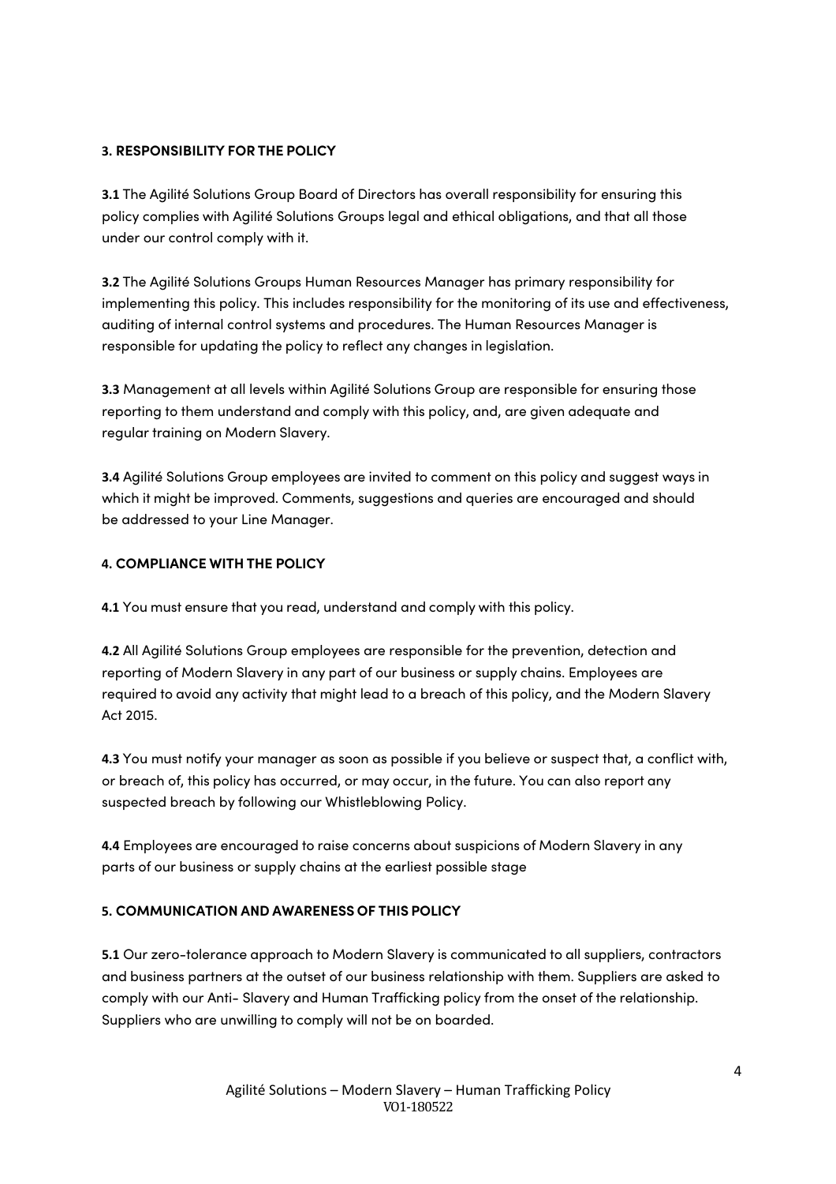**3. RESPONSIBILITY FOR THE POLICY**

**3.1** The Agilité Solutions Group Board of Directors has overall responsibility for ensuring this policy complies with Agilité Solutions Groups legal and ethical obligations, and that all those under our control comply with it.

**3.2** The Agilité Solutions Groups Human Resources Manager has primary responsibility for implementing this policy. This includes responsibility for the monitoring of its use and effectiveness, auditing of internal control systems and procedures. The Human Resources Manager is responsible for updating the policy to reflect any changes in legislation.

**3.3** Management at all levels within Agilité Solutions Group are responsible for ensuring those reporting to them understand and comply with this policy, and, are given adequate and regular training on Modern Slavery.

**3.4** Agilité Solutions Group employees are invited to comment on this policy and suggest ways in which it might be improved. Comments, suggestions and queries are encouraged and should be addressed to your Line Manager.

**4. COMPLIANCE WITH THE POLICY**

**4.1** You must ensure that you read, understand and comply with this policy.

**4.2** All Agilité Solutions Group employees are responsible for the prevention, detection and reporting of Modern Slavery in any part of our business or supply chains. Employees are required to avoid any activity that might lead to a breach of this policy, and the Modern Slavery Act 2015.

**4.3** You must notify your manager as soon as possible if you believe or suspect that, a conflict with, or breach of, this policy has occurred, or may occur, in the future. You can also report any suspected breach by following our Whistleblowing Policy.

**4.4** Employees are encouraged to raise concerns about suspicions of Modern Slavery in any parts of our business or supply chains at the earliest possible stage

**5. COMMUNICATION AND AWARENESS OF THIS POLICY**

**5.1** Our zero-tolerance approach to Modern Slavery is communicated to all suppliers, contractors and business partners at the outset of our business relationship with them. Suppliers are asked to comply with our Anti- Slavery and Human Trafficking policy from the onset of the relationship. Suppliers who are unwilling to comply will not be on boarded.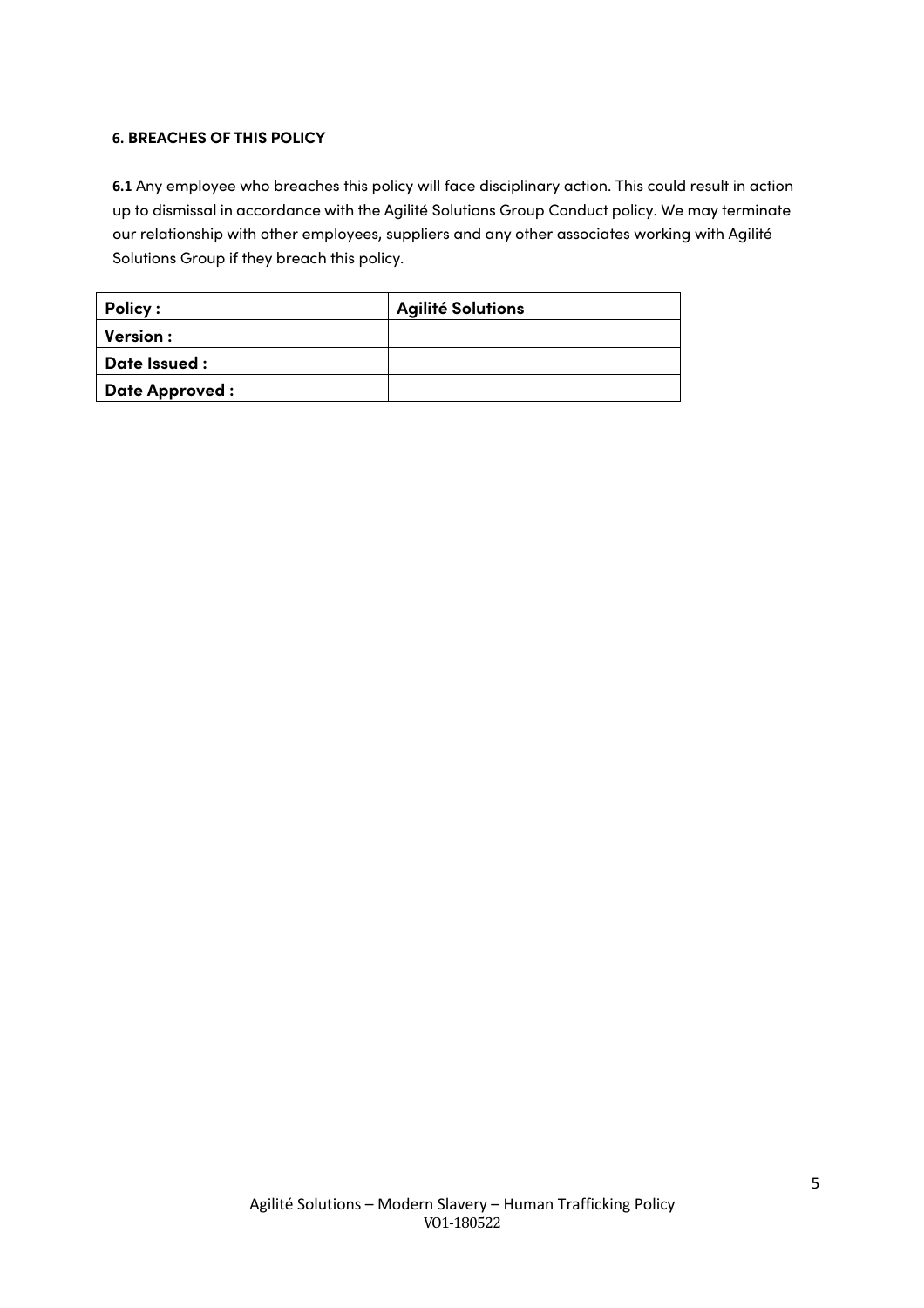#### 6. BREACHES OF THIS POLICY

**6.1** Any employee who breaches this policy will face disciplinary action. This could result in action up to dismissal in accordance with the Agilité Solutions Group Conduct policy. We may terminate our relationship with other employees, suppliers and any other associates working with Agilité Solutions Group if they breach this policy.

| | |
|---|---|
| **Policy :** | **Agilité Solutions** |
| **Version :** | |
| **Date Issued :** | |
| **Date Approved :** | |